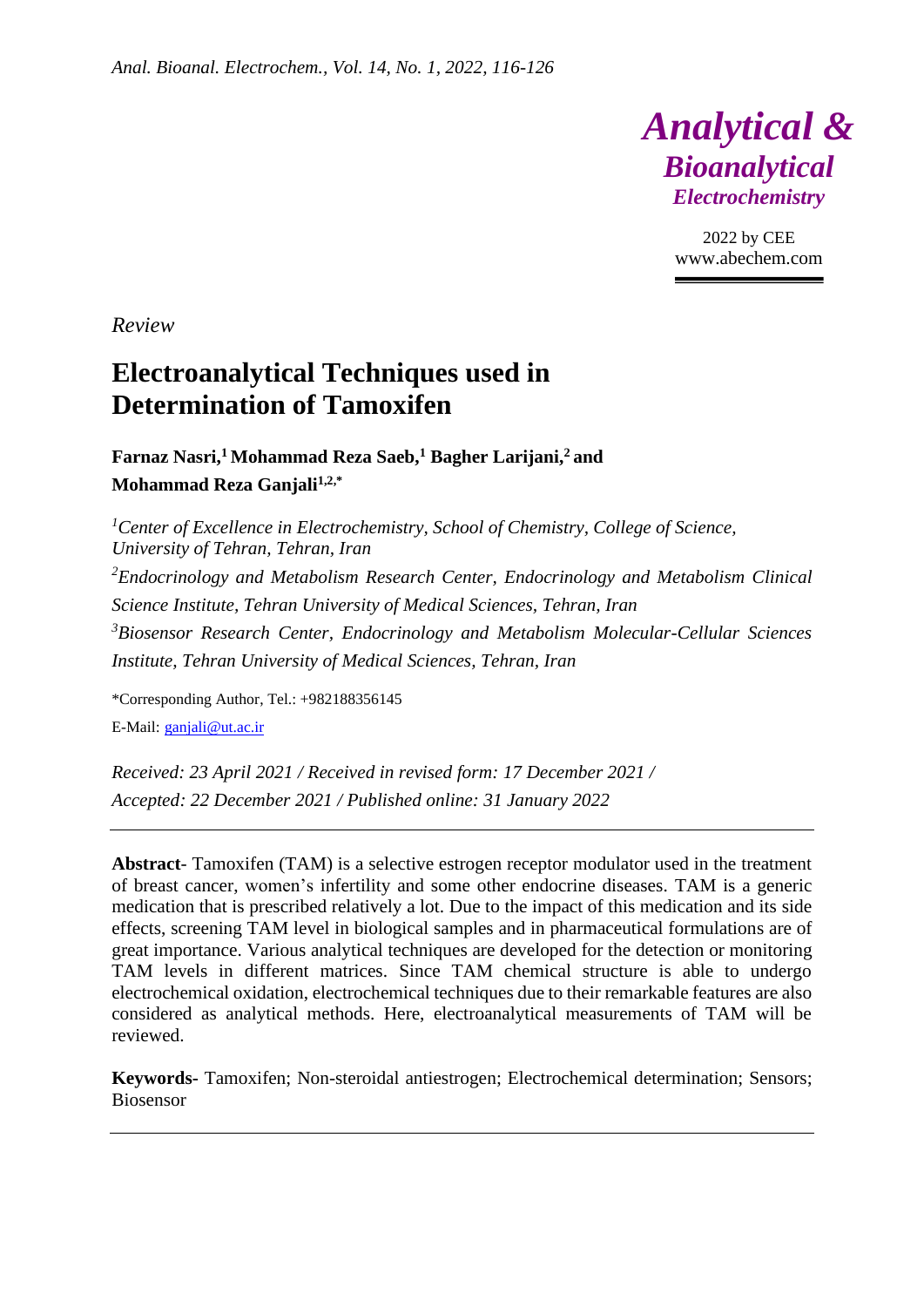*Review*

# Electroanalytical Techniques used in Determination of Tamoxifen

**Farnaz Nasri,[1] Mohammad Reza Saeb,[1] Bagher Larijani,[2] and Mohammad Reza Ganjali[1,2,*]**

*[1]Center of Excellence in Electrochemistry, School of Chemistry, College of Science, University of Tehran, Tehran, Iran*

*[2]Endocrinology and Metabolism Research Center, Endocrinology and Metabolism Clinical Science Institute, Tehran University of Medical Sciences, Tehran, Iran*

*[3]Biosensor Research Center, Endocrinology and Metabolism Molecular-Cellular Sciences Institute, Tehran University of Medical Sciences, Tehran, Iran*

*Corresponding Author, Tel.: +982188356145

E-Mail: ganjali@ut.ac.ir

*Received: 23 April 2021 / Received in revised form: 17 December 2021 / Accepted: 22 December 2021 / Published online: 31 January 2022*

---

**Abstract-** Tamoxifen (TAM) is a selective estrogen receptor modulator used in the treatment of breast cancer, women's infertility and some other endocrine diseases. TAM is a generic medication that is prescribed relatively a lot. Due to the impact of this medication and its side effects, screening TAM level in biological samples and in pharmaceutical formulations are of great importance. Various analytical techniques are developed for the detection or monitoring TAM levels in different matrices. Since TAM chemical structure is able to undergo electrochemical oxidation, electrochemical techniques due to their remarkable features are also considered as analytical methods. Here, electroanalytical measurements of TAM will be reviewed.

**Keywords-** Tamoxifen; Non-steroidal antiestrogen; Electrochemical determination; Sensors; Biosensor

---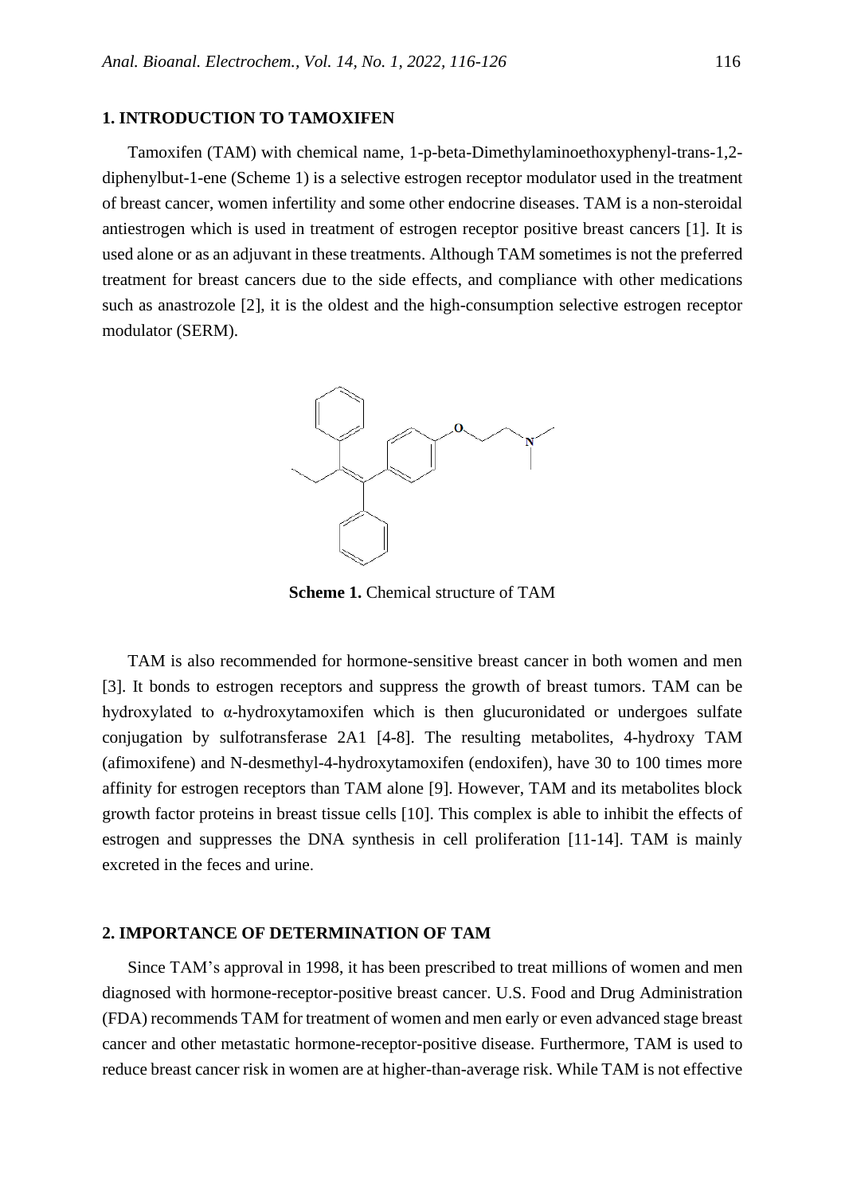## 1. INTRODUCTION TO TAMOXIFEN

Tamoxifen (TAM) with chemical name, 1-p-beta-Dimethylaminoethoxyphenyl-trans-1,2-diphenylbut-1-ene (Scheme 1) is a selective estrogen receptor modulator used in the treatment of breast cancer, women infertility and some other endocrine diseases. TAM is a non-steroidal antiestrogen which is used in treatment of estrogen receptor positive breast cancers [1]. It is used alone or as an adjuvant in these treatments. Although TAM sometimes is not the preferred treatment for breast cancers due to the side effects, and compliance with other medications such as anastrozole [2], it is the oldest and the high-consumption selective estrogen receptor modulator (SERM).

**Scheme 1.** Chemical structure of TAM

TAM is also recommended for hormone-sensitive breast cancer in both women and men [3]. It bonds to estrogen receptors and suppress the growth of breast tumors. TAM can be hydroxylated to α-hydroxytamoxifen which is then glucuronidated or undergoes sulfate conjugation by sulfotransferase 2A1 [4-8]. The resulting metabolites, 4-hydroxy TAM (afimoxifene) and N-desmethyl-4-hydroxytamoxifen (endoxifen), have 30 to 100 times more affinity for estrogen receptors than TAM alone [9]. However, TAM and its metabolites block growth factor proteins in breast tissue cells [10]. This complex is able to inhibit the effects of estrogen and suppresses the DNA synthesis in cell proliferation [11-14]. TAM is mainly excreted in the feces and urine.

## 2. IMPORTANCE OF DETERMINATION OF TAM

Since TAM's approval in 1998, it has been prescribed to treat millions of women and men diagnosed with hormone-receptor-positive breast cancer. U.S. Food and Drug Administration (FDA) recommends TAM for treatment of women and men early or even advanced stage breast cancer and other metastatic hormone-receptor-positive disease. Furthermore, TAM is used to reduce breast cancer risk in women are at higher-than-average risk. While TAM is not effective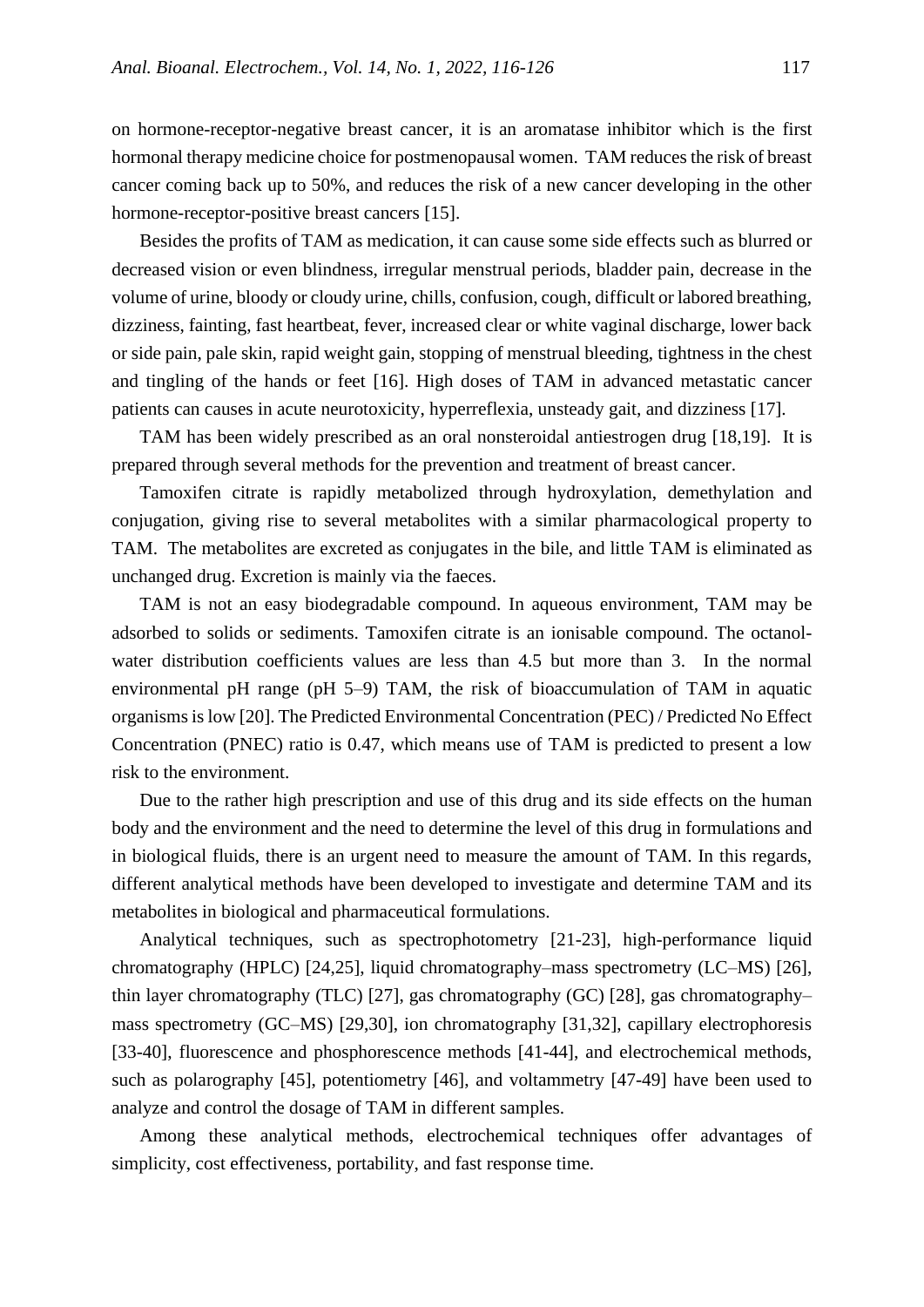on hormone-receptor-negative breast cancer, it is an aromatase inhibitor which is the first hormonal therapy medicine choice for postmenopausal women. TAM reduces the risk of breast cancer coming back up to 50%, and reduces the risk of a new cancer developing in the other hormone-receptor-positive breast cancers [15].

Besides the profits of TAM as medication, it can cause some side effects such as blurred or decreased vision or even blindness, irregular menstrual periods, bladder pain, decrease in the volume of urine, bloody or cloudy urine, chills, confusion, cough, difficult or labored breathing, dizziness, fainting, fast heartbeat, fever, increased clear or white vaginal discharge, lower back or side pain, pale skin, rapid weight gain, stopping of menstrual bleeding, tightness in the chest and tingling of the hands or feet [16]. High doses of TAM in advanced metastatic cancer patients can causes in acute neurotoxicity, hyperreflexia, unsteady gait, and dizziness [17].

TAM has been widely prescribed as an oral nonsteroidal antiestrogen drug [18,19]. It is prepared through several methods for the prevention and treatment of breast cancer.

Tamoxifen citrate is rapidly metabolized through hydroxylation, demethylation and conjugation, giving rise to several metabolites with a similar pharmacological property to TAM. The metabolites are excreted as conjugates in the bile, and little TAM is eliminated as unchanged drug. Excretion is mainly via the faeces.

TAM is not an easy biodegradable compound. In aqueous environment, TAM may be adsorbed to solids or sediments. Tamoxifen citrate is an ionisable compound. The octanol-water distribution coefficients values are less than 4.5 but more than 3. In the normal environmental pH range (pH 5–9) TAM, the risk of bioaccumulation of TAM in aquatic organisms is low [20]. The Predicted Environmental Concentration (PEC) / Predicted No Effect Concentration (PNEC) ratio is 0.47, which means use of TAM is predicted to present a low risk to the environment.

Due to the rather high prescription and use of this drug and its side effects on the human body and the environment and the need to determine the level of this drug in formulations and in biological fluids, there is an urgent need to measure the amount of TAM. In this regards, different analytical methods have been developed to investigate and determine TAM and its metabolites in biological and pharmaceutical formulations.

Analytical techniques, such as spectrophotometry [21-23], high-performance liquid chromatography (HPLC) [24,25], liquid chromatography–mass spectrometry (LC–MS) [26], thin layer chromatography (TLC) [27], gas chromatography (GC) [28], gas chromatography–mass spectrometry (GC–MS) [29,30], ion chromatography [31,32], capillary electrophoresis [33-40], fluorescence and phosphorescence methods [41-44], and electrochemical methods, such as polarography [45], potentiometry [46], and voltammetry [47-49] have been used to analyze and control the dosage of TAM in different samples.

Among these analytical methods, electrochemical techniques offer advantages of simplicity, cost effectiveness, portability, and fast response time.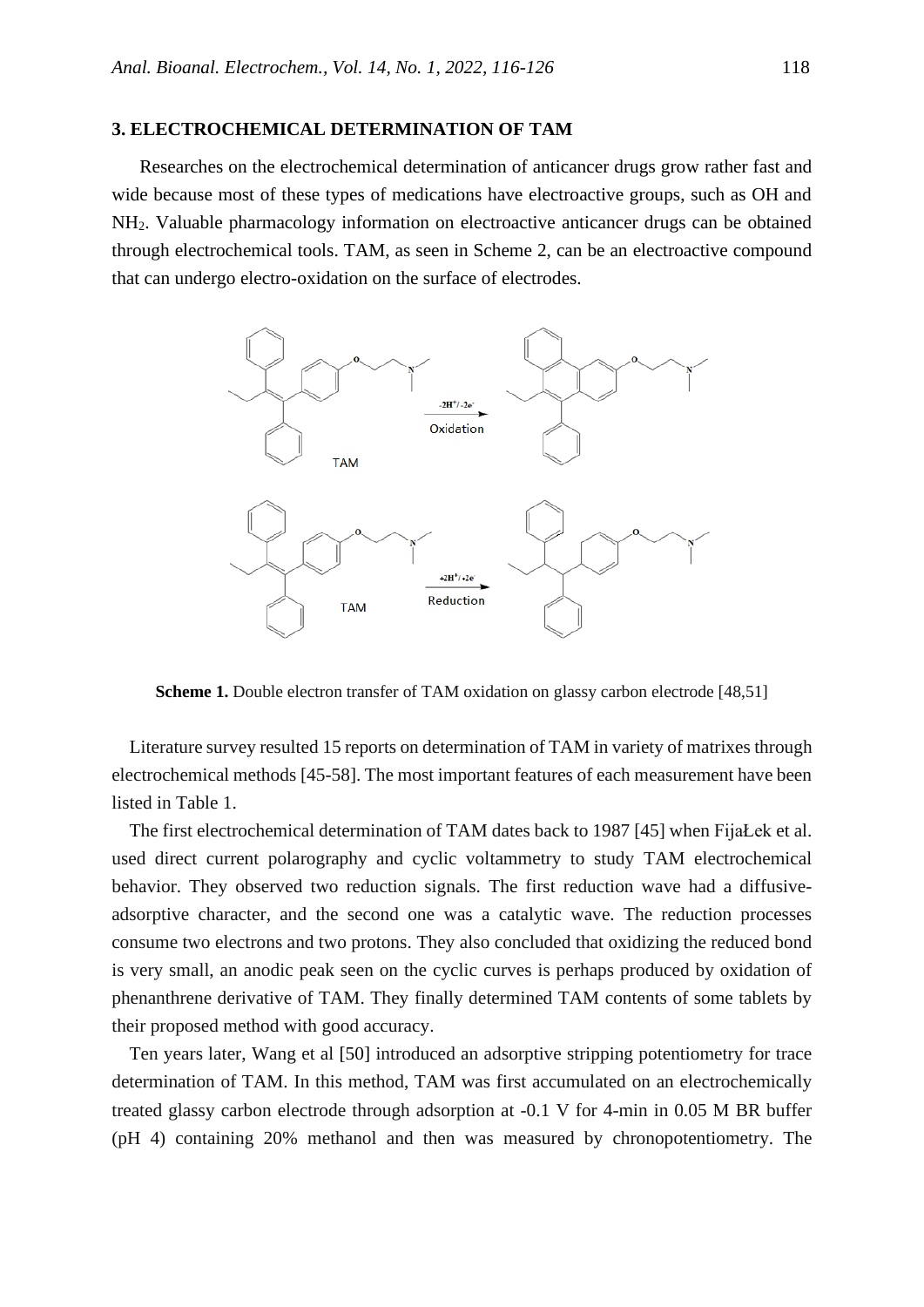## 3. ELECTROCHEMICAL DETERMINATION OF TAM

Researches on the electrochemical determination of anticancer drugs grow rather fast and wide because most of these types of medications have electroactive groups, such as OH and $NH_2$. Valuable pharmacology information on electroactive anticancer drugs can be obtained through electrochemical tools. TAM, as seen in Scheme 2, can be an electroactive compound that can undergo electro-oxidation on the surface of electrodes.

**Scheme 1.** Double electron transfer of TAM oxidation on glassy carbon electrode [48,51]

Literature survey resulted 15 reports on determination of TAM in variety of matrixes through electrochemical methods [45-58]. The most important features of each measurement have been listed in Table 1.

The first electrochemical determination of TAM dates back to 1987 [45] when FijaŁek et al. used direct current polarography and cyclic voltammetry to study TAM electrochemical behavior. They observed two reduction signals. The first reduction wave had a diffusive-adsorptive character, and the second one was a catalytic wave. The reduction processes consume two electrons and two protons. They also concluded that oxidizing the reduced bond is very small, an anodic peak seen on the cyclic curves is perhaps produced by oxidation of phenanthrene derivative of TAM. They finally determined TAM contents of some tablets by their proposed method with good accuracy.

Ten years later, Wang et al [50] introduced an adsorptive stripping potentiometry for trace determination of TAM. In this method, TAM was first accumulated on an electrochemically treated glassy carbon electrode through adsorption at -0.1 V for 4-min in 0.05 M BR buffer (pH 4) containing 20% methanol and then was measured by chronopotentiometry. The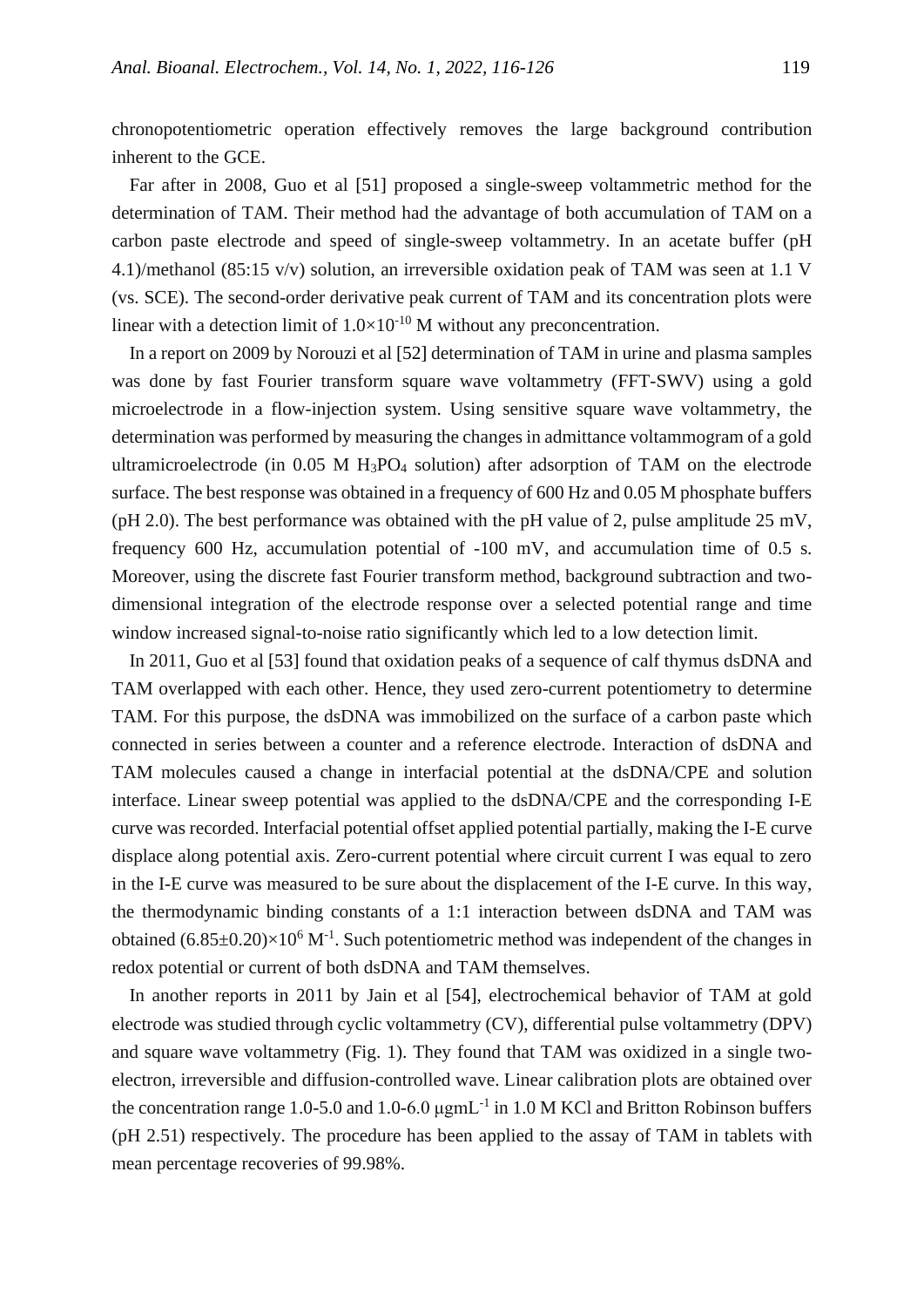chronopotentiometric operation effectively removes the large background contribution inherent to the GCE.

Far after in 2008, Guo et al [51] proposed a single-sweep voltammetric method for the determination of TAM. Their method had the advantage of both accumulation of TAM on a carbon paste electrode and speed of single-sweep voltammetry. In an acetate buffer (pH 4.1)/methanol (85:15 v/v) solution, an irreversible oxidation peak of TAM was seen at 1.1 V (vs. SCE). The second-order derivative peak current of TAM and its concentration plots were linear with a detection limit of $1.0 \times 10^{-10}$ M without any preconcentration.

In a report on 2009 by Norouzi et al [52] determination of TAM in urine and plasma samples was done by fast Fourier transform square wave voltammetry (FFT-SWV) using a gold microelectrode in a flow-injection system. Using sensitive square wave voltammetry, the determination was performed by measuring the changes in admittance voltammogram of a gold ultramicroelectrode (in 0.05 M $H_3PO_4$ solution) after adsorption of TAM on the electrode surface. The best response was obtained in a frequency of 600 Hz and 0.05 M phosphate buffers (pH 2.0). The best performance was obtained with the pH value of 2, pulse amplitude 25 mV, frequency 600 Hz, accumulation potential of -100 mV, and accumulation time of 0.5 s. Moreover, using the discrete fast Fourier transform method, background subtraction and two-dimensional integration of the electrode response over a selected potential range and time window increased signal-to-noise ratio significantly which led to a low detection limit.

In 2011, Guo et al [53] found that oxidation peaks of a sequence of calf thymus dsDNA and TAM overlapped with each other. Hence, they used zero-current potentiometry to determine TAM. For this purpose, the dsDNA was immobilized on the surface of a carbon paste which connected in series between a counter and a reference electrode. Interaction of dsDNA and TAM molecules caused a change in interfacial potential at the dsDNA/CPE and solution interface. Linear sweep potential was applied to the dsDNA/CPE and the corresponding I-E curve was recorded. Interfacial potential offset applied potential partially, making the I-E curve displace along potential axis. Zero-current potential where circuit current I was equal to zero in the I-E curve was measured to be sure about the displacement of the I-E curve. In this way, the thermodynamic binding constants of a 1:1 interaction between dsDNA and TAM was obtained $(6.85 \pm 0.20) \times 10^{6}$ $M^{-1}$. Such potentiometric method was independent of the changes in redox potential or current of both dsDNA and TAM themselves.

In another reports in 2011 by Jain et al [54], electrochemical behavior of TAM at gold electrode was studied through cyclic voltammetry (CV), differential pulse voltammetry (DPV) and square wave voltammetry (Fig. 1). They found that TAM was oxidized in a single two-electron, irreversible and diffusion-controlled wave. Linear calibration plots are obtained over the concentration range 1.0-5.0 and 1.0-6.0 $\mu g mL^{-1}$ in 1.0 M KCl and Britton Robinson buffers (pH 2.51) respectively. The procedure has been applied to the assay of TAM in tablets with mean percentage recoveries of 99.98%.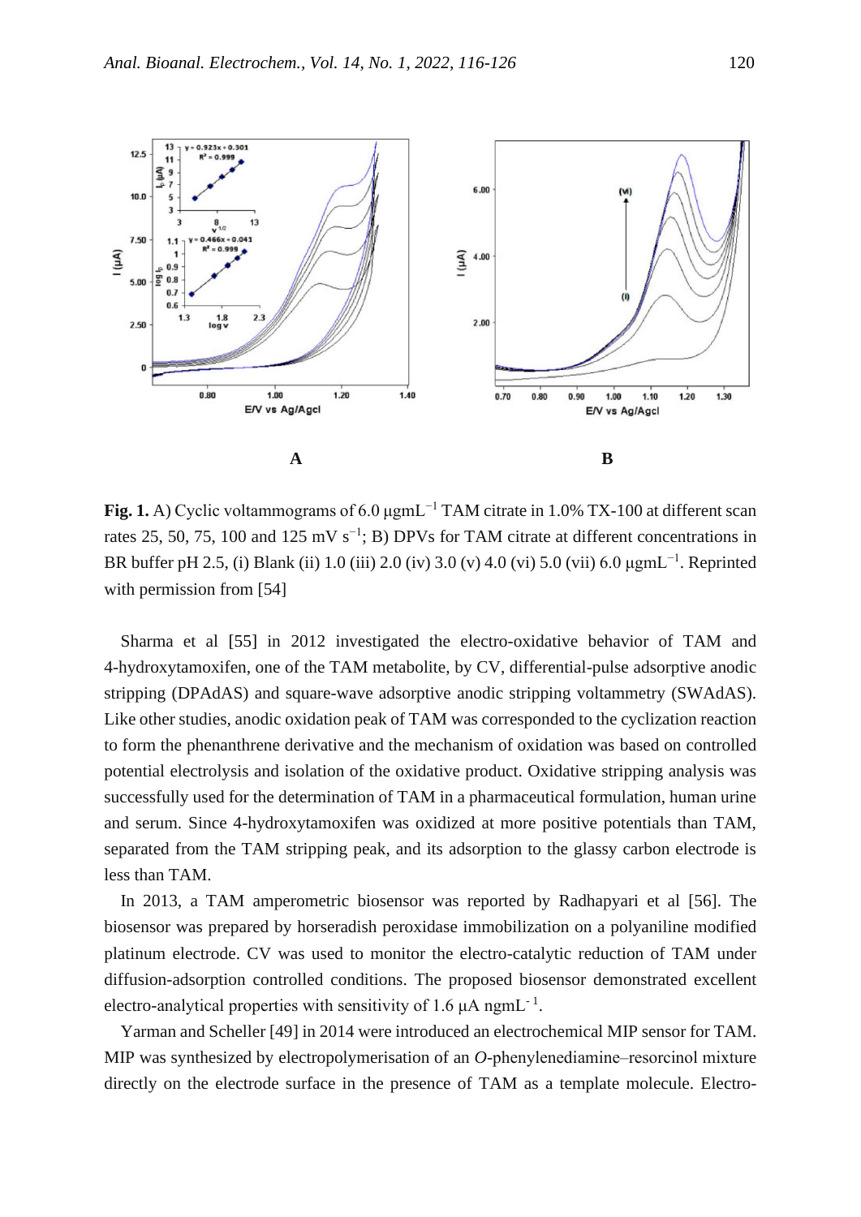**Fig. 1.** A) Cyclic voltammograms of 6.0 μgmL$^{-1}$ TAM citrate in 1.0% TX-100 at different scan rates 25, 50, 75, 100 and 125 mV s$^{-1}$; B) DPVs for TAM citrate at different concentrations in BR buffer pH 2.5, (i) Blank (ii) 1.0 (iii) 2.0 (iv) 3.0 (v) 4.0 (vi) 5.0 (vii) 6.0 μgmL$^{-1}$. Reprinted with permission from [54]

Sharma et al [55] in 2012 investigated the electro-oxidative behavior of TAM and 4-hydroxytamoxifen, one of the TAM metabolite, by CV, differential-pulse adsorptive anodic stripping (DPAdAS) and square-wave adsorptive anodic stripping voltammetry (SWAdAS). Like other studies, anodic oxidation peak of TAM was corresponded to the cyclization reaction to form the phenanthrene derivative and the mechanism of oxidation was based on controlled potential electrolysis and isolation of the oxidative product. Oxidative stripping analysis was successfully used for the determination of TAM in a pharmaceutical formulation, human urine and serum. Since 4-hydroxytamoxifen was oxidized at more positive potentials than TAM, separated from the TAM stripping peak, and its adsorption to the glassy carbon electrode is less than TAM.

In 2013, a TAM amperometric biosensor was reported by Radhapyari et al [56]. The biosensor was prepared by horseradish peroxidase immobilization on a polyaniline modified platinum electrode. CV was used to monitor the electro-catalytic reduction of TAM under diffusion-adsorption controlled conditions. The proposed biosensor demonstrated excellent electro-analytical properties with sensitivity of 1.6 μA ngmL$^{-1}$.

Yarman and Scheller [49] in 2014 were introduced an electrochemical MIP sensor for TAM. MIP was synthesized by electropolymerisation of an *O*-phenylenediamine–resorcinol mixture directly on the electrode surface in the presence of TAM as a template molecule. Electro-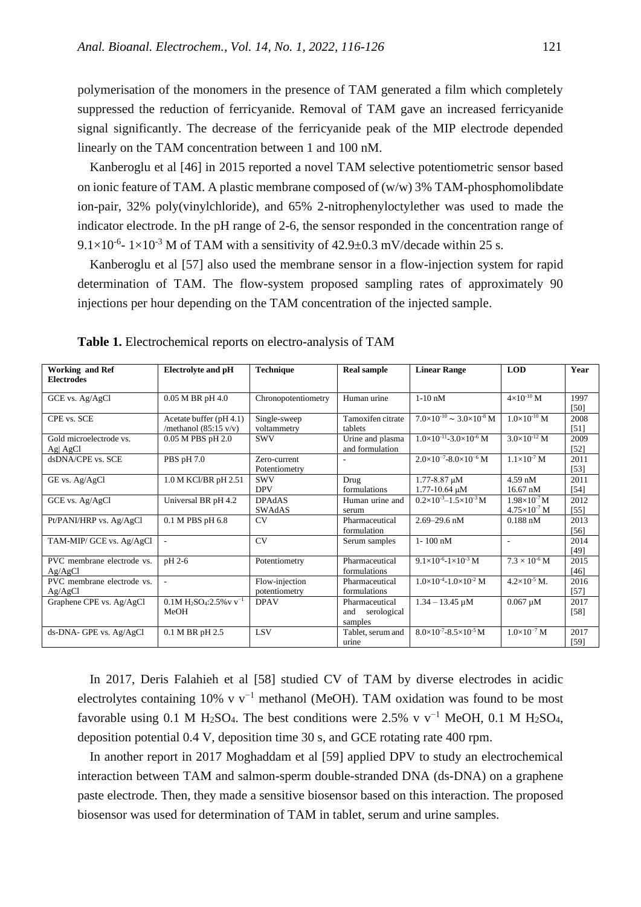polymerisation of the monomers in the presence of TAM generated a film which completely suppressed the reduction of ferricyanide. Removal of TAM gave an increased ferricyanide signal significantly. The decrease of the ferricyanide peak of the MIP electrode depended linearly on the TAM concentration between 1 and 100 nM.

Kanberoglu et al [46] in 2015 reported a novel TAM selective potentiometric sensor based on ionic feature of TAM. A plastic membrane composed of (w/w) 3% TAM-phosphomolibdate ion-pair, 32% poly(vinylchloride), and 65% 2-nitrophenyloctylether was used to made the indicator electrode. In the pH range of 2-6, the sensor responded in the concentration range of $9.1\times10^{-6}$- $1\times10^{-3}$ M of TAM with a sensitivity of 42.9±0.3 mV/decade within 25 s.

Kanberoglu et al [57] also used the membrane sensor in a flow-injection system for rapid determination of TAM. The flow-system proposed sampling rates of approximately 90 injections per hour depending on the TAM concentration of the injected sample.

**Table 1.** Electrochemical reports on electro-analysis of TAM

| Working and Ref Electrodes | Electrolyte and pH | Technique | Real sample | Linear Range | LOD | Year |
|---|---|---|---|---|---|---|
| GCE vs. Ag/AgCl | 0.05 M BR pH 4.0 | Chronopotentiometry | Human urine | 1-10 nM | $4\times10^{-10}$ M | 1997 [50] |
| CPE vs. SCE | Acetate buffer (pH 4.1) /methanol (85:15 v/v) | Single-sweep voltammetry | Tamoxifen citrate tablets | $7.0\times10^{-10} \sim 3.0\times10^{-8}$ M | $1.0\times10^{-10}$ M | 2008 [51] |
| Gold microelectrode vs. Ag\| AgCl | 0.05 M PBS pH 2.0 | SWV | Urine and plasma and formulation | $1.0\times10^{-11}$-$3.0\times10^{-6}$ M | $3.0\times10^{-12}$ M | 2009 [52] |
| dsDNA/CPE vs. SCE | PBS pH 7.0 | Zero-current Potentiometry | - | $2.0\times10^{-7}$-$8.0\times10^{-6}$ M | $1.1\times10^{-7}$ M | 2011 [53] |
| GE vs. Ag/AgCl | 1.0 M KCl/BR pH 2.51 | SWV<br>DPV | Drug formulations | 1.77-8.87 μM<br>1.77-10.64 μM | 4.59 nM<br>16.67 nM | 2011 [54] |
| GCE vs. Ag/AgCl | Universal BR pH 4.2 | DPAdAS<br>SWAdAS | Human urine and serum | $0.2\times10^{-3}$–$1.5\times10^{-3}$ M | $1.98\times10^{-7}$ M<br>$4.75\times10^{-7}$ M | 2012 [55] |
| Pt/PANI/HRP vs. Ag/AgCl | 0.1 M PBS pH 6.8 | CV | Pharmaceutical formulation | 2.69–29.6 nM | 0.188 nM | 2013 [56] |
| TAM-MIP/ GCE vs. Ag/AgCl | - | CV | Serum samples | 1- 100 nM | - | 2014 [49] |
| PVC membrane electrode vs. Ag/AgCl | pH 2-6 | Potentiometry | Pharmaceutical formulations | $9.1\times10^{-6}$-$1\times10^{-3}$ M | $7.3 \times 10^{-6}$ M | 2015 [46] |
| PVC membrane electrode vs. Ag/AgCl | - | Flow-injection potentiometry | Pharmaceutical formulations | $1.0\times10^{-4}$-$1.0\times10^{-2}$ M | $4.2\times10^{-5}$ M. | 2016 [57] |
| Graphene CPE vs. Ag/AgCl | 0.1M $H_2SO_4$:2.5%v $v^{-1}$ MeOH | DPAV | Pharmaceutical and serological samples | 1.34 – 13.45 μM | 0.067 μM | 2017 [58] |
| ds-DNA- GPE vs. Ag/AgCl | 0.1 M BR pH 2.5 | LSV | Tablet, serum and urine | $8.0\times10^{-7}$-$8.5\times10^{-5}$ M | $1.0\times10^{-7}$ M | 2017 [59] |

In 2017, Deris Falahieh et al [58] studied CV of TAM by diverse electrodes in acidic electrolytes containing 10% v $v^{-1}$ methanol (MeOH). TAM oxidation was found to be most favorable using 0.1 M $H_2SO_4$. The best conditions were 2.5% v $v^{-1}$ MeOH, 0.1 M $H_2SO_4$, deposition potential 0.4 V, deposition time 30 s, and GCE rotating rate 400 rpm.

In another report in 2017 Moghaddam et al [59] applied DPV to study an electrochemical interaction between TAM and salmon-sperm double-stranded DNA (ds-DNA) on a graphene paste electrode. Then, they made a sensitive biosensor based on this interaction. The proposed biosensor was used for determination of TAM in tablet, serum and urine samples.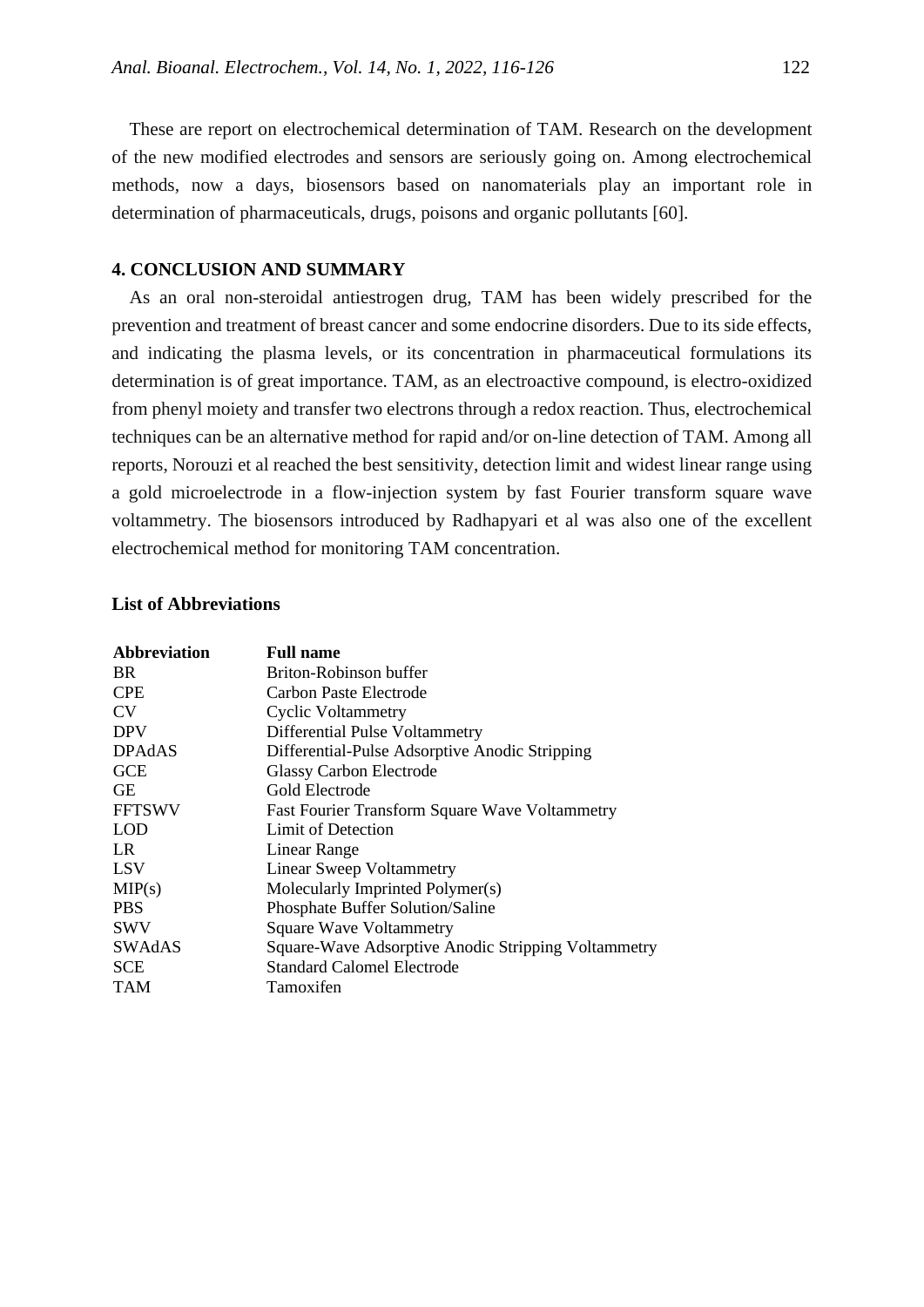These are report on electrochemical determination of TAM. Research on the development of the new modified electrodes and sensors are seriously going on. Among electrochemical methods, now a days, biosensors based on nanomaterials play an important role in determination of pharmaceuticals, drugs, poisons and organic pollutants [60].

## 4. CONCLUSION AND SUMMARY

As an oral non-steroidal antiestrogen drug, TAM has been widely prescribed for the prevention and treatment of breast cancer and some endocrine disorders. Due to its side effects, and indicating the plasma levels, or its concentration in pharmaceutical formulations its determination is of great importance. TAM, as an electroactive compound, is electro-oxidized from phenyl moiety and transfer two electrons through a redox reaction. Thus, electrochemical techniques can be an alternative method for rapid and/or on-line detection of TAM. Among all reports, Norouzi et al reached the best sensitivity, detection limit and widest linear range using a gold microelectrode in a flow-injection system by fast Fourier transform square wave voltammetry. The biosensors introduced by Radhapyari et al was also one of the excellent electrochemical method for monitoring TAM concentration.

### List of Abbreviations

| Abbreviation | Full name |
|---|---|
| BR | Briton-Robinson buffer |
| CPE | Carbon Paste Electrode |
| CV | Cyclic Voltammetry |
| DPV | Differential Pulse Voltammetry |
| DPAdAS | Differential-Pulse Adsorptive Anodic Stripping |
| GCE | Glassy Carbon Electrode |
| GE | Gold Electrode |
| FFTSWV | Fast Fourier Transform Square Wave Voltammetry |
| LOD | Limit of Detection |
| LR | Linear Range |
| LSV | Linear Sweep Voltammetry |
| MIP(s) | Molecularly Imprinted Polymer(s) |
| PBS | Phosphate Buffer Solution/Saline |
| SWV | Square Wave Voltammetry |
| SWAdAS | Square-Wave Adsorptive Anodic Stripping Voltammetry |
| SCE | Standard Calomel Electrode |
| TAM | Tamoxifen |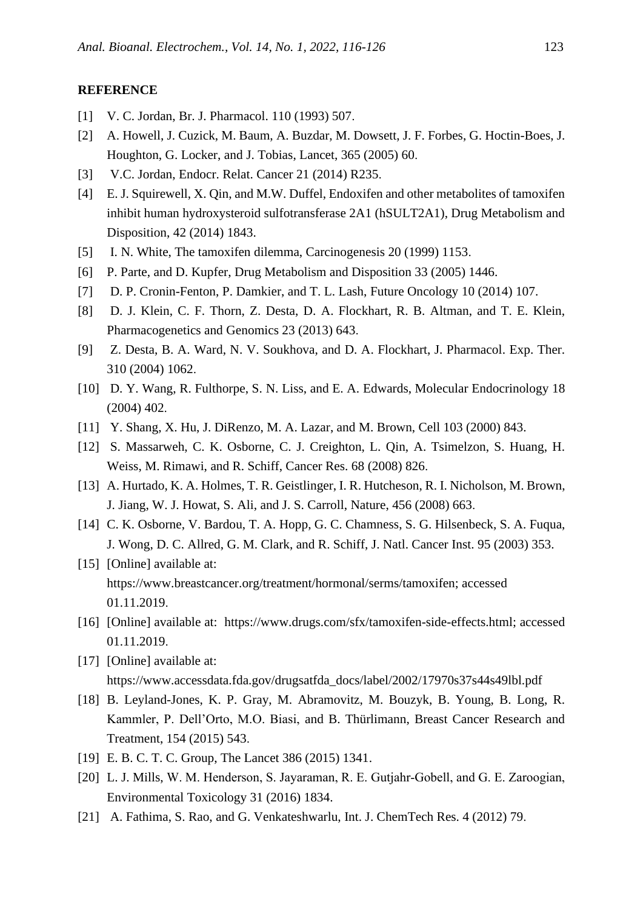**REFERENCE**

[1] V. C. Jordan, Br. J. Pharmacol. 110 (1993) 507.

[2] A. Howell, J. Cuzick, M. Baum, A. Buzdar, M. Dowsett, J. F. Forbes, G. Hoctin-Boes, J. Houghton, G. Locker, and J. Tobias, Lancet, 365 (2005) 60.

[3] V.C. Jordan, Endocr. Relat. Cancer 21 (2014) R235.

[4] E. J. Squirewell, X. Qin, and M.W. Duffel, Endoxifen and other metabolites of tamoxifen inhibit human hydroxysteroid sulfotransferase 2A1 (hSULT2A1), Drug Metabolism and Disposition, 42 (2014) 1843.

[5] I. N. White, The tamoxifen dilemma, Carcinogenesis 20 (1999) 1153.

[6] P. Parte, and D. Kupfer, Drug Metabolism and Disposition 33 (2005) 1446.

[7] D. P. Cronin-Fenton, P. Damkier, and T. L. Lash, Future Oncology 10 (2014) 107.

[8] D. J. Klein, C. F. Thorn, Z. Desta, D. A. Flockhart, R. B. Altman, and T. E. Klein, Pharmacogenetics and Genomics 23 (2013) 643.

[9] Z. Desta, B. A. Ward, N. V. Soukhova, and D. A. Flockhart, J. Pharmacol. Exp. Ther. 310 (2004) 1062.

[10] D. Y. Wang, R. Fulthorpe, S. N. Liss, and E. A. Edwards, Molecular Endocrinology 18 (2004) 402.

[11] Y. Shang, X. Hu, J. DiRenzo, M. A. Lazar, and M. Brown, Cell 103 (2000) 843.

[12] S. Massarweh, C. K. Osborne, C. J. Creighton, L. Qin, A. Tsimelzon, S. Huang, H. Weiss, M. Rimawi, and R. Schiff, Cancer Res. 68 (2008) 826.

[13] A. Hurtado, K. A. Holmes, T. R. Geistlinger, I. R. Hutcheson, R. I. Nicholson, M. Brown, J. Jiang, W. J. Howat, S. Ali, and J. S. Carroll, Nature, 456 (2008) 663.

[14] C. K. Osborne, V. Bardou, T. A. Hopp, G. C. Chamness, S. G. Hilsenbeck, S. A. Fuqua, J. Wong, D. C. Allred, G. M. Clark, and R. Schiff, J. Natl. Cancer Inst. 95 (2003) 353.

[15] [Online] available at: https://www.breastcancer.org/treatment/hormonal/serms/tamoxifen; accessed 01.11.2019.

[16] [Online] available at: https://www.drugs.com/sfx/tamoxifen-side-effects.html; accessed 01.11.2019.

[17] [Online] available at: https://www.accessdata.fda.gov/drugsatfda_docs/label/2002/17970s37s44s49lbl.pdf

[18] B. Leyland-Jones, K. P. Gray, M. Abramovitz, M. Bouzyk, B. Young, B. Long, R. Kammler, P. Dell'Orto, M.O. Biasi, and B. Thürlimann, Breast Cancer Research and Treatment, 154 (2015) 543.

[19] E. B. C. T. C. Group, The Lancet 386 (2015) 1341.

[20] L. J. Mills, W. M. Henderson, S. Jayaraman, R. E. Gutjahr-Gobell, and G. E. Zaroogian, Environmental Toxicology 31 (2016) 1834.

[21] A. Fathima, S. Rao, and G. Venkateshwarlu, Int. J. ChemTech Res. 4 (2012) 79.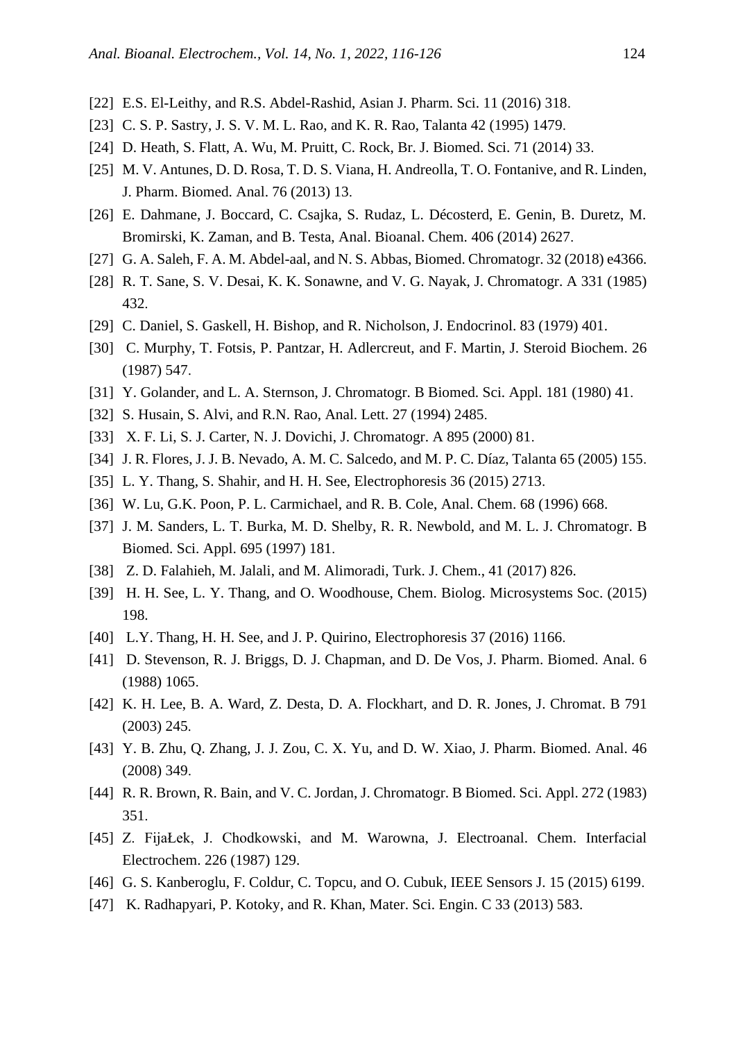[22] E.S. El-Leithy, and R.S. Abdel-Rashid, Asian J. Pharm. Sci. 11 (2016) 318.

[23] C. S. P. Sastry, J. S. V. M. L. Rao, and K. R. Rao, Talanta 42 (1995) 1479.

[24] D. Heath, S. Flatt, A. Wu, M. Pruitt, C. Rock, Br. J. Biomed. Sci. 71 (2014) 33.

[25] M. V. Antunes, D. D. Rosa, T. D. S. Viana, H. Andreolla, T. O. Fontanive, and R. Linden, J. Pharm. Biomed. Anal. 76 (2013) 13.

[26] E. Dahmane, J. Boccard, C. Csajka, S. Rudaz, L. Décosterd, E. Genin, B. Duretz, M. Bromirski, K. Zaman, and B. Testa, Anal. Bioanal. Chem. 406 (2014) 2627.

[27] G. A. Saleh, F. A. M. Abdel-aal, and N. S. Abbas, Biomed. Chromatogr. 32 (2018) e4366.

[28] R. T. Sane, S. V. Desai, K. K. Sonawne, and V. G. Nayak, J. Chromatogr. A 331 (1985) 432.

[29] C. Daniel, S. Gaskell, H. Bishop, and R. Nicholson, J. Endocrinol. 83 (1979) 401.

[30] C. Murphy, T. Fotsis, P. Pantzar, H. Adlercreut, and F. Martin, J. Steroid Biochem. 26 (1987) 547.

[31] Y. Golander, and L. A. Sternson, J. Chromatogr. B Biomed. Sci. Appl. 181 (1980) 41.

[32] S. Husain, S. Alvi, and R.N. Rao, Anal. Lett. 27 (1994) 2485.

[33] X. F. Li, S. J. Carter, N. J. Dovichi, J. Chromatogr. A 895 (2000) 81.

[34] J. R. Flores, J. J. B. Nevado, A. M. C. Salcedo, and M. P. C. Díaz, Talanta 65 (2005) 155.

[35] L. Y. Thang, S. Shahir, and H. H. See, Electrophoresis 36 (2015) 2713.

[36] W. Lu, G.K. Poon, P. L. Carmichael, and R. B. Cole, Anal. Chem. 68 (1996) 668.

[37] J. M. Sanders, L. T. Burka, M. D. Shelby, R. R. Newbold, and M. L. J. Chromatogr. B Biomed. Sci. Appl. 695 (1997) 181.

[38] Z. D. Falahieh, M. Jalali, and M. Alimoradi, Turk. J. Chem., 41 (2017) 826.

[39] H. H. See, L. Y. Thang, and O. Woodhouse, Chem. Biolog. Microsystems Soc. (2015) 198.

[40] L.Y. Thang, H. H. See, and J. P. Quirino, Electrophoresis 37 (2016) 1166.

[41] D. Stevenson, R. J. Briggs, D. J. Chapman, and D. De Vos, J. Pharm. Biomed. Anal. 6 (1988) 1065.

[42] K. H. Lee, B. A. Ward, Z. Desta, D. A. Flockhart, and D. R. Jones, J. Chromat. B 791 (2003) 245.

[43] Y. B. Zhu, Q. Zhang, J. J. Zou, C. X. Yu, and D. W. Xiao, J. Pharm. Biomed. Anal. 46 (2008) 349.

[44] R. R. Brown, R. Bain, and V. C. Jordan, J. Chromatogr. B Biomed. Sci. Appl. 272 (1983) 351.

[45] Z. FijaŁek, J. Chodkowski, and M. Warowna, J. Electroanal. Chem. Interfacial Electrochem. 226 (1987) 129.

[46] G. S. Kanberoglu, F. Coldur, C. Topcu, and O. Cubuk, IEEE Sensors J. 15 (2015) 6199.

[47] K. Radhapyari, P. Kotoky, and R. Khan, Mater. Sci. Engin. C 33 (2013) 583.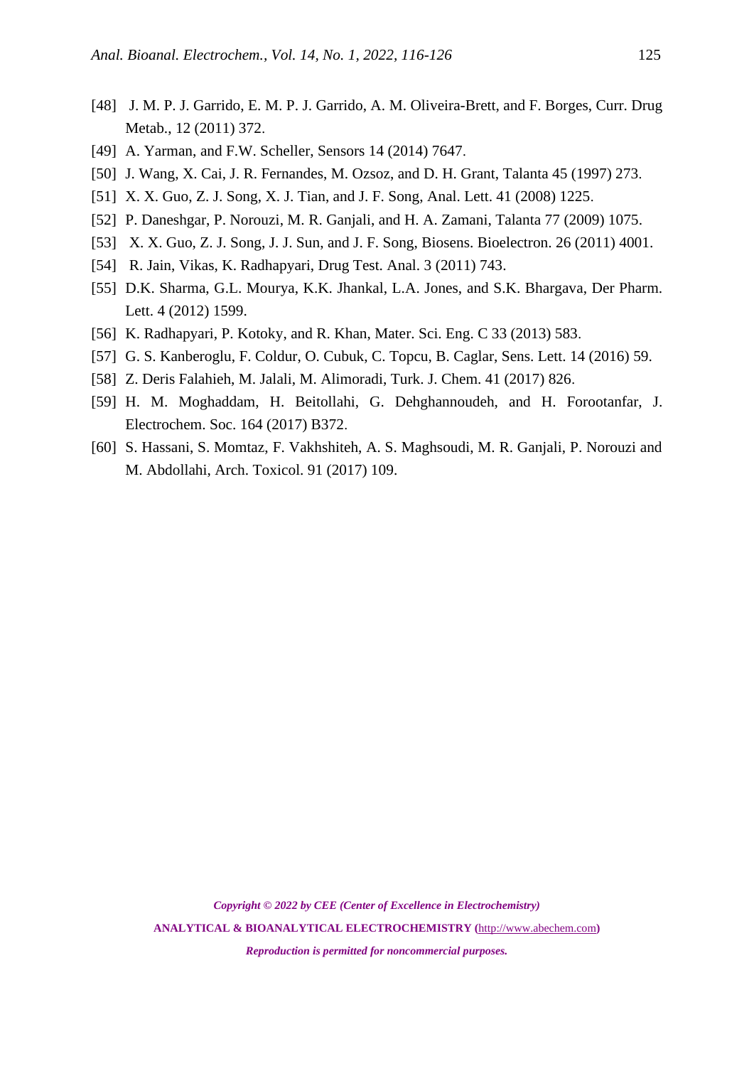[48] J. M. P. J. Garrido, E. M. P. J. Garrido, A. M. Oliveira-Brett, and F. Borges, Curr. Drug Metab., 12 (2011) 372.

[49] A. Yarman, and F.W. Scheller, Sensors 14 (2014) 7647.

[50] J. Wang, X. Cai, J. R. Fernandes, M. Ozsoz, and D. H. Grant, Talanta 45 (1997) 273.

[51] X. X. Guo, Z. J. Song, X. J. Tian, and J. F. Song, Anal. Lett. 41 (2008) 1225.

[52] P. Daneshgar, P. Norouzi, M. R. Ganjali, and H. A. Zamani, Talanta 77 (2009) 1075.

[53] X. X. Guo, Z. J. Song, J. J. Sun, and J. F. Song, Biosens. Bioelectron. 26 (2011) 4001.

[54] R. Jain, Vikas, K. Radhapyari, Drug Test. Anal. 3 (2011) 743.

[55] D.K. Sharma, G.L. Mourya, K.K. Jhankal, L.A. Jones, and S.K. Bhargava, Der Pharm. Lett. 4 (2012) 1599.

[56] K. Radhapyari, P. Kotoky, and R. Khan, Mater. Sci. Eng. C 33 (2013) 583.

[57] G. S. Kanberoglu, F. Coldur, O. Cubuk, C. Topcu, B. Caglar, Sens. Lett. 14 (2016) 59.

[58] Z. Deris Falahieh, M. Jalali, M. Alimoradi, Turk. J. Chem. 41 (2017) 826.

[59] H. M. Moghaddam, H. Beitollahi, G. Dehghannoudeh, and H. Forootanfar, J. Electrochem. Soc. 164 (2017) B372.

[60] S. Hassani, S. Momtaz, F. Vakhshiteh, A. S. Maghsoudi, M. R. Ganjali, P. Norouzi and M. Abdollahi, Arch. Toxicol. 91 (2017) 109.

*Copyright © 2022 by CEE (Center of Excellence in Electrochemistry)*

**ANALYTICAL & BIOANALYTICAL ELECTROCHEMISTRY (http://www.abechem.com)**

*Reproduction is permitted for noncommercial purposes.*